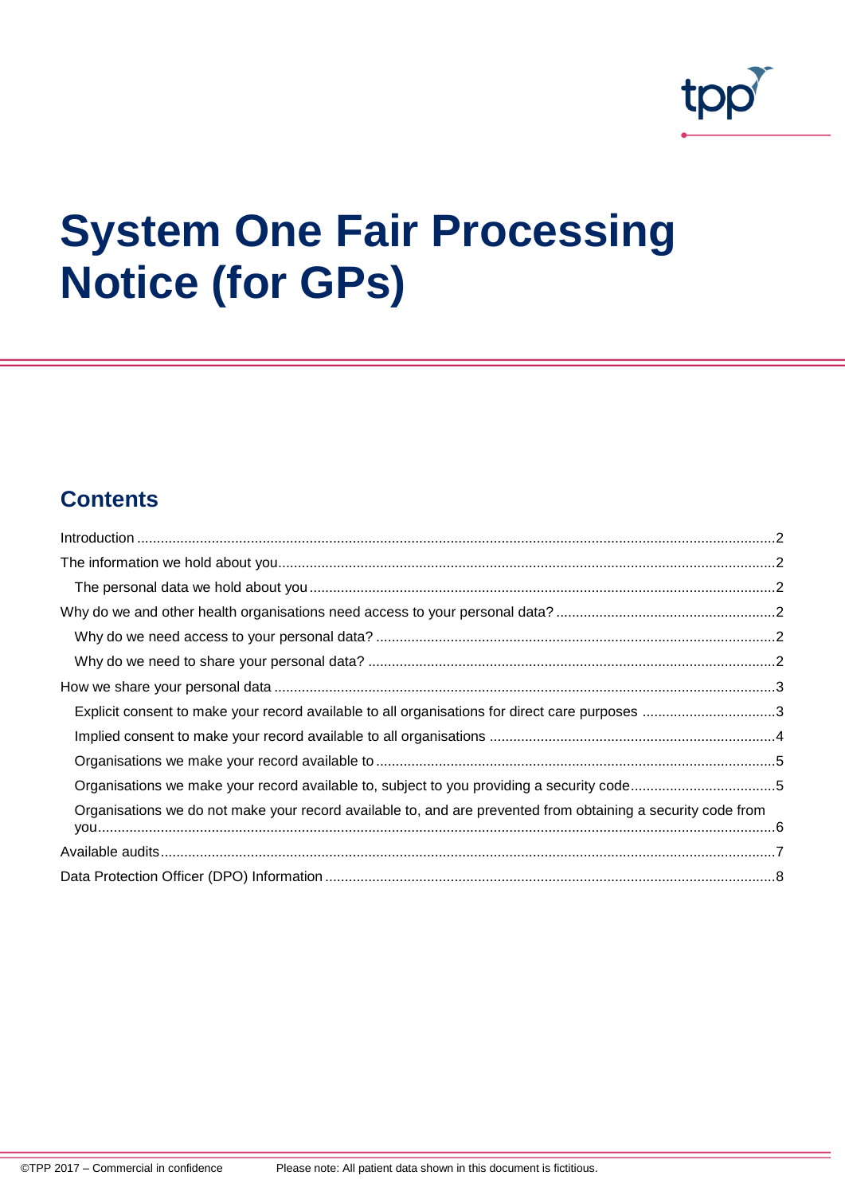# System One Fair Processing Notice (for GPs)

## Contents

Introduction ..... 2
The information we hold about you ..... 2
  The personal data we hold about you ..... 2
Why do we and other health organisations need access to your personal data? ..... 2
  Why do we need access to your personal data? ..... 2
  Why do we need to share your personal data? ..... 2
How we share your personal data ..... 3
  Explicit consent to make your record available to all organisations for direct care purposes ..... 3
  Implied consent to make your record available to all organisations ..... 4
  Organisations we make your record available to ..... 5
  Organisations we make your record available to, subject to you providing a security code ..... 5
  Organisations we do not make your record available to, and are prevented from obtaining a security code from you ..... 6
Available audits ..... 7
Data Protection Officer (DPO) Information ..... 8

©TPP 2017 – Commercial in confidence

Please note: All patient data shown in this document is fictitious.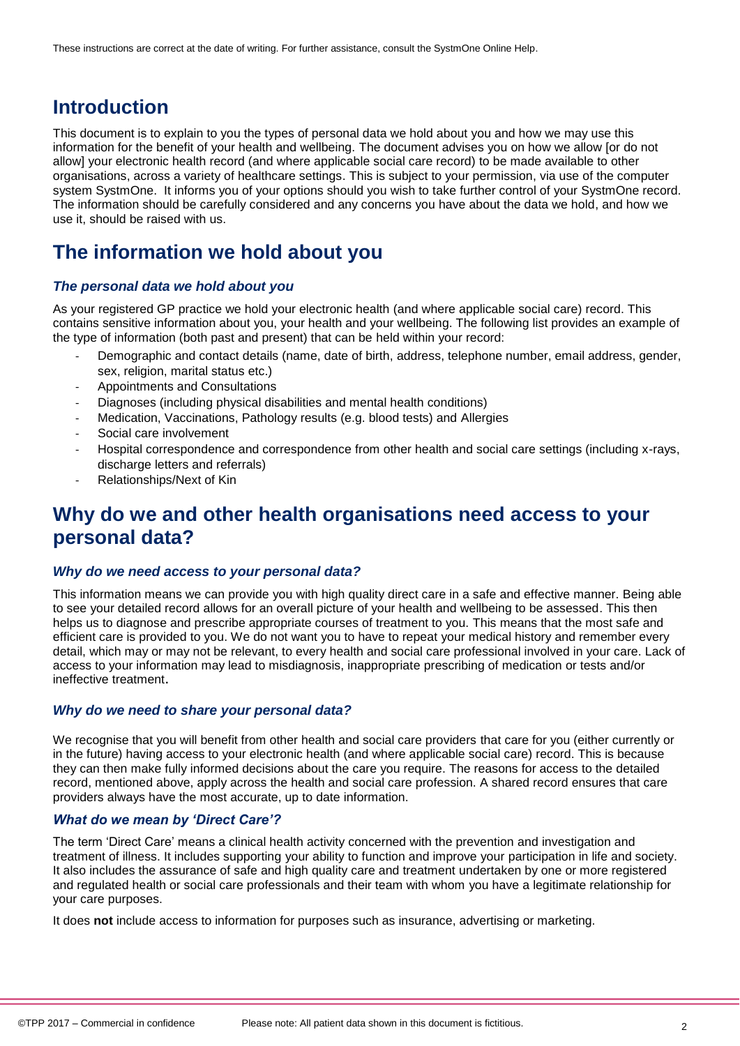These instructions are correct at the date of writing. For further assistance, consult the SystmOne Online Help.

# Introduction

This document is to explain to you the types of personal data we hold about you and how we may use this information for the benefit of your health and wellbeing. The document advises you on how we allow [or do not allow] your electronic health record (and where applicable social care record) to be made available to other organisations, across a variety of healthcare settings. This is subject to your permission, via use of the computer system SystmOne. It informs you of your options should you wish to take further control of your SystmOne record. The information should be carefully considered and any concerns you have about the data we hold, and how we use it, should be raised with us.

# The information we hold about you

### *The personal data we hold about you*

As your registered GP practice we hold your electronic health (and where applicable social care) record. This contains sensitive information about you, your health and your wellbeing. The following list provides an example of the type of information (both past and present) that can be held within your record:

- Demographic and contact details (name, date of birth, address, telephone number, email address, gender, sex, religion, marital status etc.)
- Appointments and Consultations
- Diagnoses (including physical disabilities and mental health conditions)
- Medication, Vaccinations, Pathology results (e.g. blood tests) and Allergies
- Social care involvement
- Hospital correspondence and correspondence from other health and social care settings (including x-rays, discharge letters and referrals)
- Relationships/Next of Kin

# Why do we and other health organisations need access to your personal data?

### *Why do we need access to your personal data?*

This information means we can provide you with high quality direct care in a safe and effective manner. Being able to see your detailed record allows for an overall picture of your health and wellbeing to be assessed. This then helps us to diagnose and prescribe appropriate courses of treatment to you. This means that the most safe and efficient care is provided to you. We do not want you to have to repeat your medical history and remember every detail, which may or may not be relevant, to every health and social care professional involved in your care. Lack of access to your information may lead to misdiagnosis, inappropriate prescribing of medication or tests and/or ineffective treatment.

### *Why do we need to share your personal data?*

We recognise that you will benefit from other health and social care providers that care for you (either currently or in the future) having access to your electronic health (and where applicable social care) record. This is because they can then make fully informed decisions about the care you require. The reasons for access to the detailed record, mentioned above, apply across the health and social care profession. A shared record ensures that care providers always have the most accurate, up to date information.

### *What do we mean by 'Direct Care'?*

The term 'Direct Care' means a clinical health activity concerned with the prevention and investigation and treatment of illness. It includes supporting your ability to function and improve your participation in life and society. It also includes the assurance of safe and high quality care and treatment undertaken by one or more registered and regulated health or social care professionals and their team with whom you have a legitimate relationship for your care purposes.

It does **not** include access to information for purposes such as insurance, advertising or marketing.

©TPP 2017 – Commercial in confidence Please note: All patient data shown in this document is fictitious.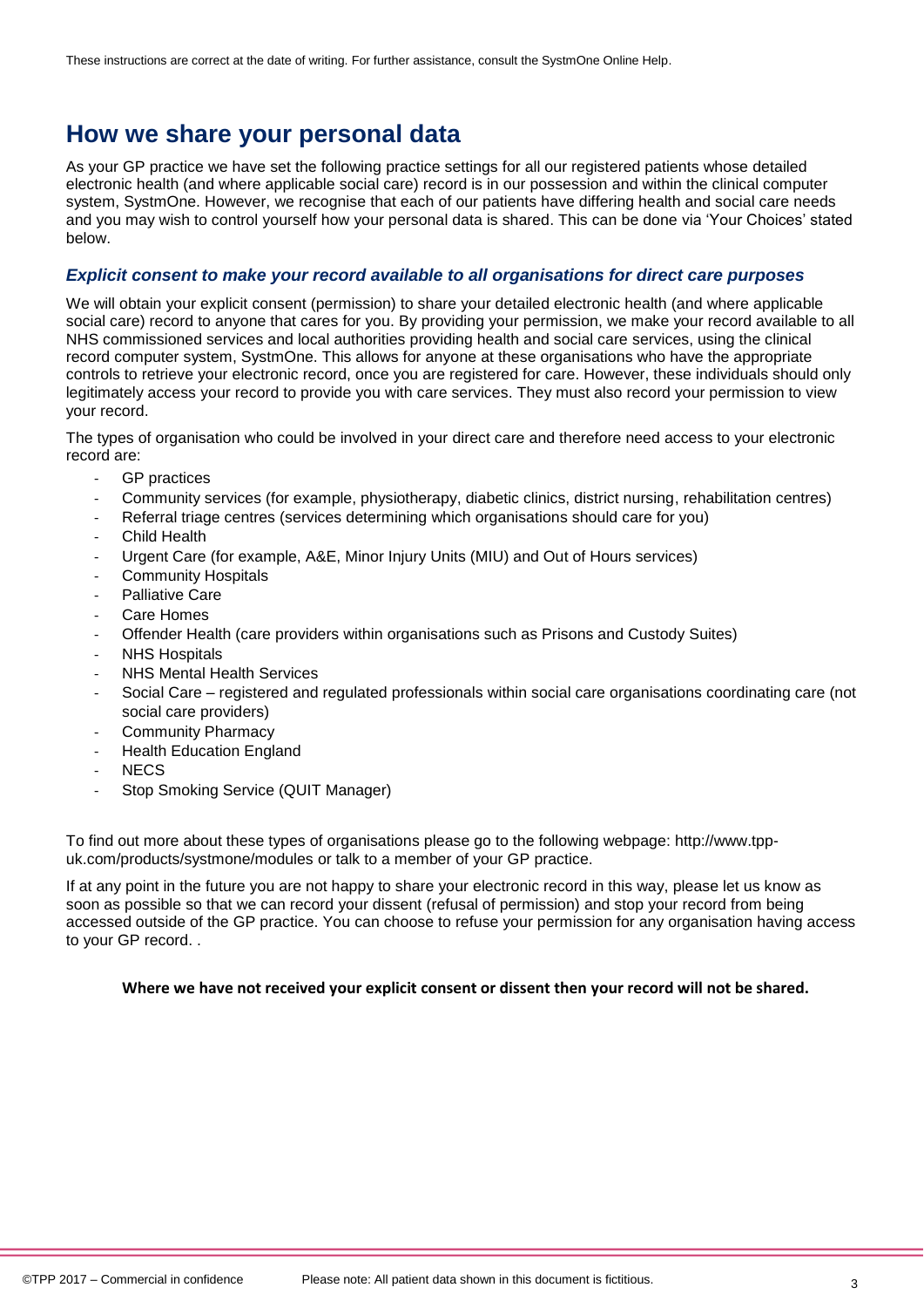These instructions are correct at the date of writing. For further assistance, consult the SystmOne Online Help.

# How we share your personal data

As your GP practice we have set the following practice settings for all our registered patients whose detailed electronic health (and where applicable social care) record is in our possession and within the clinical computer system, SystmOne. However, we recognise that each of our patients have differing health and social care needs and you may wish to control yourself how your personal data is shared. This can be done via 'Your Choices' stated below.

### *Explicit consent to make your record available to all organisations for direct care purposes*

We will obtain your explicit consent (permission) to share your detailed electronic health (and where applicable social care) record to anyone that cares for you. By providing your permission, we make your record available to all NHS commissioned services and local authorities providing health and social care services, using the clinical record computer system, SystmOne. This allows for anyone at these organisations who have the appropriate controls to retrieve your electronic record, once you are registered for care. However, these individuals should only legitimately access your record to provide you with care services. They must also record your permission to view your record.

The types of organisation who could be involved in your direct care and therefore need access to your electronic record are:

- GP practices
- Community services (for example, physiotherapy, diabetic clinics, district nursing, rehabilitation centres)
- Referral triage centres (services determining which organisations should care for you)
- Child Health
- Urgent Care (for example, A&E, Minor Injury Units (MIU) and Out of Hours services)
- Community Hospitals
- Palliative Care
- Care Homes
- Offender Health (care providers within organisations such as Prisons and Custody Suites)
- NHS Hospitals
- NHS Mental Health Services
- Social Care – registered and regulated professionals within social care organisations coordinating care (not social care providers)
- Community Pharmacy
- Health Education England
- NECS
- Stop Smoking Service (QUIT Manager)

To find out more about these types of organisations please go to the following webpage: http://www.tpp-uk.com/products/systmone/modules or talk to a member of your GP practice.

If at any point in the future you are not happy to share your electronic record in this way, please let us know as soon as possible so that we can record your dissent (refusal of permission) and stop your record from being accessed outside of the GP practice. You can choose to refuse your permission for any organisation having access to your GP record. .

**Where we have not received your explicit consent or dissent then your record will not be shared.**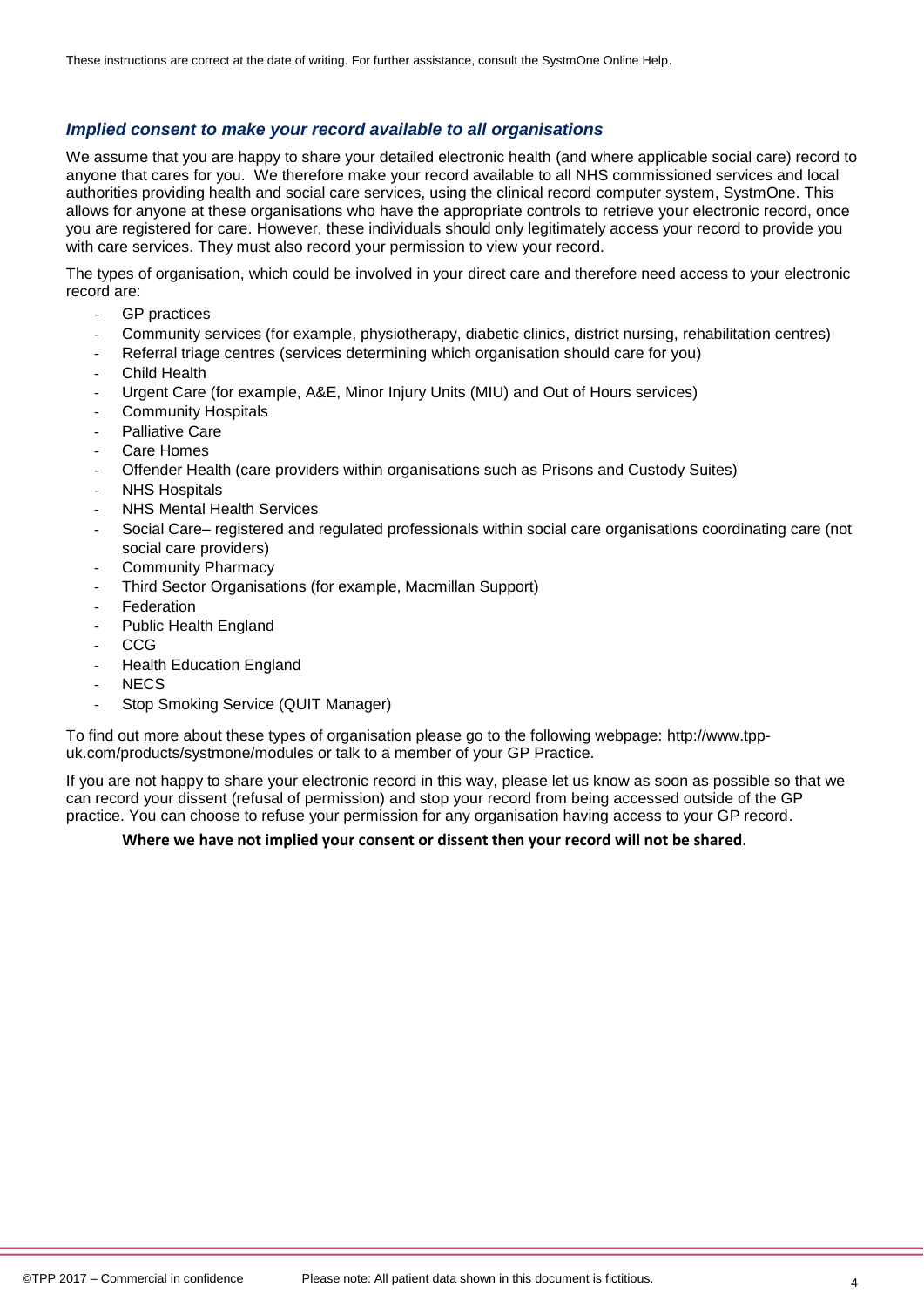These instructions are correct at the date of writing. For further assistance, consult the SystmOne Online Help.

### *Implied consent to make your record available to all organisations*

We assume that you are happy to share your detailed electronic health (and where applicable social care) record to anyone that cares for you. We therefore make your record available to all NHS commissioned services and local authorities providing health and social care services, using the clinical record computer system, SystmOne. This allows for anyone at these organisations who have the appropriate controls to retrieve your electronic record, once you are registered for care. However, these individuals should only legitimately access your record to provide you with care services. They must also record your permission to view your record.

The types of organisation, which could be involved in your direct care and therefore need access to your electronic record are:

- GP practices
- Community services (for example, physiotherapy, diabetic clinics, district nursing, rehabilitation centres)
- Referral triage centres (services determining which organisation should care for you)
- Child Health
- Urgent Care (for example, A&E, Minor Injury Units (MIU) and Out of Hours services)
- Community Hospitals
- Palliative Care
- Care Homes
- Offender Health (care providers within organisations such as Prisons and Custody Suites)
- NHS Hospitals
- NHS Mental Health Services
- Social Care– registered and regulated professionals within social care organisations coordinating care (not social care providers)
- Community Pharmacy
- Third Sector Organisations (for example, Macmillan Support)
- Federation
- Public Health England
- CCG
- Health Education England
- NECS
- Stop Smoking Service (QUIT Manager)

To find out more about these types of organisation please go to the following webpage: http://www.tpp-uk.com/products/systmone/modules or talk to a member of your GP Practice.

If you are not happy to share your electronic record in this way, please let us know as soon as possible so that we can record your dissent (refusal of permission) and stop your record from being accessed outside of the GP practice. You can choose to refuse your permission for any organisation having access to your GP record.

**Where we have not implied your consent or dissent then your record will not be shared**.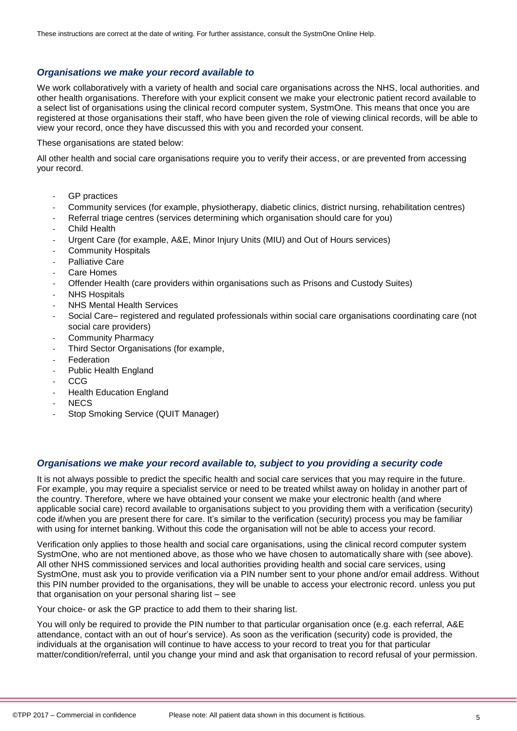These instructions are correct at the date of writing. For further assistance, consult the SystmOne Online Help.

### *Organisations we make your record available to*

We work collaboratively with a variety of health and social care organisations across the NHS, local authorities. and other health organisations. Therefore with your explicit consent we make your electronic patient record available to a select list of organisations using the clinical record computer system, SystmOne. This means that once you are registered at those organisations their staff, who have been given the role of viewing clinical records, will be able to view your record, once they have discussed this with you and recorded your consent.

These organisations are stated below:

All other health and social care organisations require you to verify their access, or are prevented from accessing your record.

- GP practices
- Community services (for example, physiotherapy, diabetic clinics, district nursing, rehabilitation centres)
- Referral triage centres (services determining which organisation should care for you)
- Child Health
- Urgent Care (for example, A&E, Minor Injury Units (MIU) and Out of Hours services)
- Community Hospitals
- Palliative Care
- Care Homes
- Offender Health (care providers within organisations such as Prisons and Custody Suites)
- NHS Hospitals
- NHS Mental Health Services
- Social Care– registered and regulated professionals within social care organisations coordinating care (not social care providers)
- Community Pharmacy
- Third Sector Organisations (for example,
- Federation
- Public Health England
- CCG
- Health Education England
- NECS
- Stop Smoking Service (QUIT Manager)

### *Organisations we make your record available to, subject to you providing a security code*

It is not always possible to predict the specific health and social care services that you may require in the future. For example, you may require a specialist service or need to be treated whilst away on holiday in another part of the country. Therefore, where we have obtained your consent we make your electronic health (and where applicable social care) record available to organisations subject to you providing them with a verification (security) code if/when you are present there for care. It's similar to the verification (security) process you may be familiar with using for internet banking. Without this code the organisation will not be able to access your record.

Verification only applies to those health and social care organisations, using the clinical record computer system SystmOne, who are not mentioned above, as those who we have chosen to automatically share with (see above). All other NHS commissioned services and local authorities providing health and social care services, using SystmOne, must ask you to provide verification via a PIN number sent to your phone and/or email address. Without this PIN number provided to the organisations, they will be unable to access your electronic record. unless you put that organisation on your personal sharing list – see

Your choice- or ask the GP practice to add them to their sharing list.

You will only be required to provide the PIN number to that particular organisation once (e.g. each referral, A&E attendance, contact with an out of hour's service). As soon as the verification (security) code is provided, the individuals at the organisation will continue to have access to your record to treat you for that particular matter/condition/referral, until you change your mind and ask that organisation to record refusal of your permission.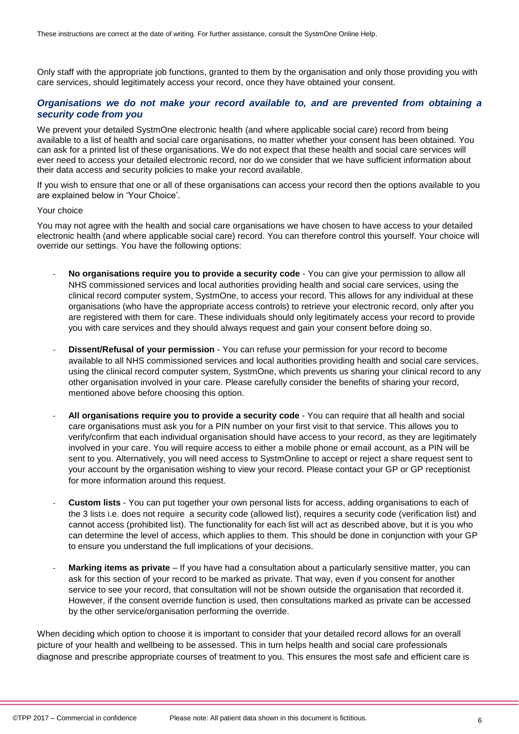Only staff with the appropriate job functions, granted to them by the organisation and only those providing you with care services, should legitimately access your record, once they have obtained your consent.

### *Organisations we do not make your record available to, and are prevented from obtaining a security code from you*

We prevent your detailed SystmOne electronic health (and where applicable social care) record from being available to a list of health and social care organisations, no matter whether your consent has been obtained. You can ask for a printed list of these organisations. We do not expect that these health and social care services will ever need to access your detailed electronic record, nor do we consider that we have sufficient information about their data access and security policies to make your record available.

If you wish to ensure that one or all of these organisations can access your record then the options available to you are explained below in 'Your Choice'.

Your choice

You may not agree with the health and social care organisations we have chosen to have access to your detailed electronic health (and where applicable social care) record. You can therefore control this yourself. Your choice will override our settings. You have the following options:

- **No organisations require you to provide a security code** - You can give your permission to allow all NHS commissioned services and local authorities providing health and social care services, using the clinical record computer system, SystmOne, to access your record. This allows for any individual at these organisations (who have the appropriate access controls) to retrieve your electronic record, only after you are registered with them for care. These individuals should only legitimately access your record to provide you with care services and they should always request and gain your consent before doing so.

- **Dissent/Refusal of your permission** - You can refuse your permission for your record to become available to all NHS commissioned services and local authorities providing health and social care services, using the clinical record computer system, SystmOne, which prevents us sharing your clinical record to any other organisation involved in your care. Please carefully consider the benefits of sharing your record, mentioned above before choosing this option.

- **All organisations require you to provide a security code** - You can require that all health and social care organisations must ask you for a PIN number on your first visit to that service. This allows you to verify/confirm that each individual organisation should have access to your record, as they are legitimately involved in your care. You will require access to either a mobile phone or email account, as a PIN will be sent to you. Alternatively, you will need access to SystmOnline to accept or reject a share request sent to your account by the organisation wishing to view your record. Please contact your GP or GP receptionist for more information around this request.

- **Custom lists** - You can put together your own personal lists for access, adding organisations to each of the 3 lists i.e. does not require a security code (allowed list), requires a security code (verification list) and cannot access (prohibited list). The functionality for each list will act as described above, but it is you who can determine the level of access, which applies to them. This should be done in conjunction with your GP to ensure you understand the full implications of your decisions.

- **Marking items as private** – If you have had a consultation about a particularly sensitive matter, you can ask for this section of your record to be marked as private. That way, even if you consent for another service to see your record, that consultation will not be shown outside the organisation that recorded it. However, if the consent override function is used, then consultations marked as private can be accessed by the other service/organisation performing the override.

When deciding which option to choose it is important to consider that your detailed record allows for an overall picture of your health and wellbeing to be assessed. This in turn helps health and social care professionals diagnose and prescribe appropriate courses of treatment to you. This ensures the most safe and efficient care is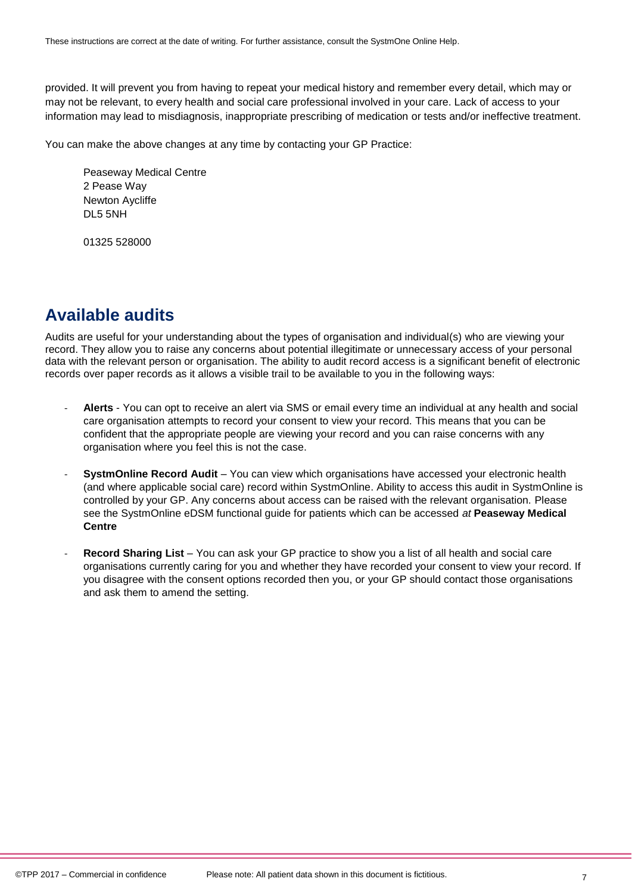provided. It will prevent you from having to repeat your medical history and remember every detail, which may or may not be relevant, to every health and social care professional involved in your care. Lack of access to your information may lead to misdiagnosis, inappropriate prescribing of medication or tests and/or ineffective treatment.

You can make the above changes at any time by contacting your GP Practice:

Peaseway Medical Centre
2 Pease Way
Newton Aycliffe
DL5 5NH

01325 528000

## Available audits

Audits are useful for your understanding about the types of organisation and individual(s) who are viewing your record. They allow you to raise any concerns about potential illegitimate or unnecessary access of your personal data with the relevant person or organisation. The ability to audit record access is a significant benefit of electronic records over paper records as it allows a visible trail to be available to you in the following ways:

- **Alerts** - You can opt to receive an alert via SMS or email every time an individual at any health and social care organisation attempts to record your consent to view your record. This means that you can be confident that the appropriate people are viewing your record and you can raise concerns with any organisation where you feel this is not the case.

- **SystmOnline Record Audit** – You can view which organisations have accessed your electronic health (and where applicable social care) record within SystmOnline. Ability to access this audit in SystmOnline is controlled by your GP. Any concerns about access can be raised with the relevant organisation. Please see the SystmOnline eDSM functional guide for patients which can be accessed *at* **Peaseway Medical Centre**

- **Record Sharing List** – You can ask your GP practice to show you a list of all health and social care organisations currently caring for you and whether they have recorded your consent to view your record. If you disagree with the consent options recorded then you, or your GP should contact those organisations and ask them to amend the setting.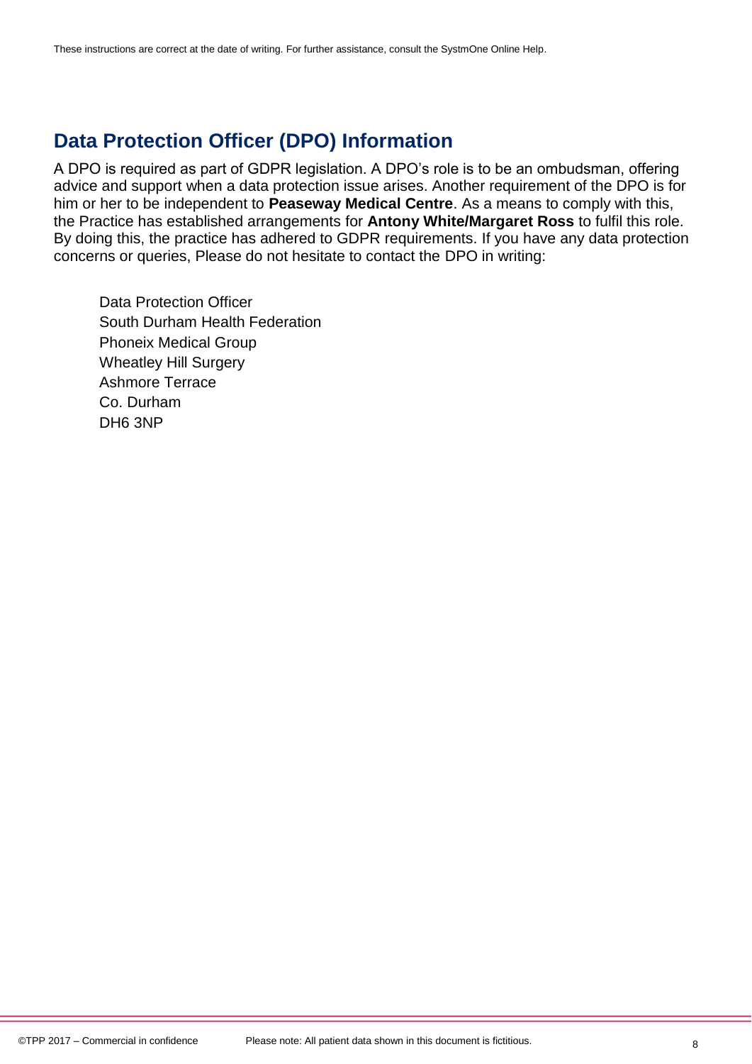## Data Protection Officer (DPO) Information

A DPO is required as part of GDPR legislation. A DPO's role is to be an ombudsman, offering advice and support when a data protection issue arises. Another requirement of the DPO is for him or her to be independent to **Peaseway Medical Centre**. As a means to comply with this, the Practice has established arrangements for **Antony White/Margaret Ross** to fulfil this role. By doing this, the practice has adhered to GDPR requirements. If you have any data protection concerns or queries, Please do not hesitate to contact the DPO in writing:

Data Protection Officer
South Durham Health Federation
Phoneix Medical Group
Wheatley Hill Surgery
Ashmore Terrace
Co. Durham
DH6 3NP